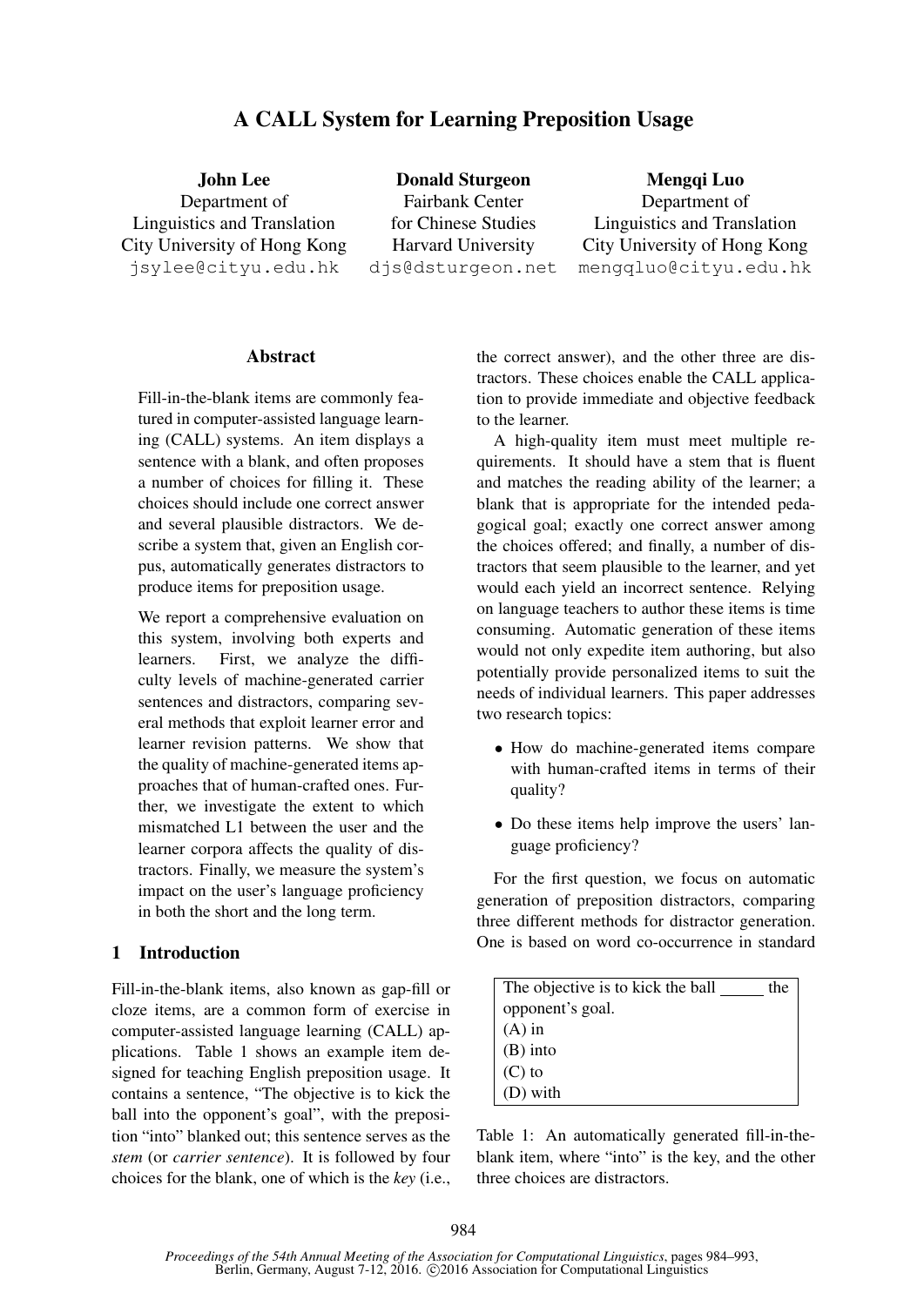# A CALL System for Learning Preposition Usage

**John Lee**
Department of Linguistics and Translation
City University of Hong Kong
jsylee@cityu.edu.hk

**Donald Sturgeon**
Fairbank Center for Chinese Studies
Harvard University
djs@dsturgeon.net

**Mengqi Luo**
Department of Linguistics and Translation
City University of Hong Kong
mengqluo@cityu.edu.hk

## Abstract

Fill-in-the-blank items are commonly featured in computer-assisted language learning (CALL) systems. An item displays a sentence with a blank, and often proposes a number of choices for filling it. These choices should include one correct answer and several plausible distractors. We describe a system that, given an English corpus, automatically generates distractors to produce items for preposition usage.

We report a comprehensive evaluation on this system, involving both experts and learners. First, we analyze the difficulty levels of machine-generated carrier sentences and distractors, comparing several methods that exploit learner error and learner revision patterns. We show that the quality of machine-generated items approaches that of human-crafted ones. Further, we investigate the extent to which mismatched L1 between the user and the learner corpora affects the quality of distractors. Finally, we measure the system's impact on the user's language proficiency in both the short and the long term.

## 1 Introduction

Fill-in-the-blank items, also known as gap-fill or cloze items, are a common form of exercise in computer-assisted language learning (CALL) applications. Table 1 shows an example item designed for teaching English preposition usage. It contains a sentence, "The objective is to kick the ball into the opponent's goal", with the preposition "into" blanked out; this sentence serves as the *stem* (or *carrier sentence*). It is followed by four choices for the blank, one of which is the *key* (i.e., the correct answer), and the other three are distractors. These choices enable the CALL application to provide immediate and objective feedback to the learner.

A high-quality item must meet multiple requirements. It should have a stem that is fluent and matches the reading ability of the learner; a blank that is appropriate for the intended pedagogical goal; exactly one correct answer among the choices offered; and finally, a number of distractors that seem plausible to the learner, and yet would each yield an incorrect sentence. Relying on language teachers to author these items is time consuming. Automatic generation of these items would not only expedite item authoring, but also potentially provide personalized items to suit the needs of individual learners. This paper addresses two research topics:

- How do machine-generated items compare with human-crafted items in terms of their quality?
- Do these items help improve the users' language proficiency?

For the first question, we focus on automatic generation of preposition distractors, comparing three different methods for distractor generation. One is based on word co-occurrence in standard

| The objective is to kick the ball _____ the opponent's goal. |
|---|
| (A) in |
| (B) into |
| (C) to |
| (D) with |

Table 1: An automatically generated fill-in-the-blank item, where "into" is the key, and the other three choices are distractors.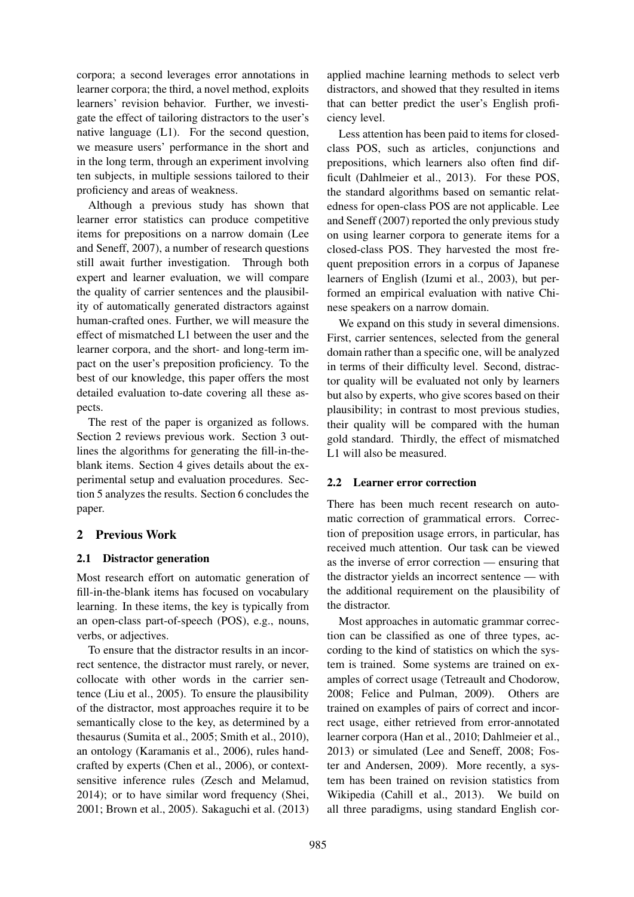corpora; a second leverages error annotations in learner corpora; the third, a novel method, exploits learners' revision behavior. Further, we investigate the effect of tailoring distractors to the user's native language (L1). For the second question, we measure users' performance in the short and in the long term, through an experiment involving ten subjects, in multiple sessions tailored to their proficiency and areas of weakness.

Although a previous study has shown that learner error statistics can produce competitive items for prepositions on a narrow domain (Lee and Seneff, 2007), a number of research questions still await further investigation. Through both expert and learner evaluation, we will compare the quality of carrier sentences and the plausibility of automatically generated distractors against human-crafted ones. Further, we will measure the effect of mismatched L1 between the user and the learner corpora, and the short- and long-term impact on the user's preposition proficiency. To the best of our knowledge, this paper offers the most detailed evaluation to-date covering all these aspects.

The rest of the paper is organized as follows. Section 2 reviews previous work. Section 3 outlines the algorithms for generating the fill-in-the-blank items. Section 4 gives details about the experimental setup and evaluation procedures. Section 5 analyzes the results. Section 6 concludes the paper.

## 2 Previous Work

### 2.1 Distractor generation

Most research effort on automatic generation of fill-in-the-blank items has focused on vocabulary learning. In these items, the key is typically from an open-class part-of-speech (POS), e.g., nouns, verbs, or adjectives.

To ensure that the distractor results in an incorrect sentence, the distractor must rarely, or never, collocate with other words in the carrier sentence (Liu et al., 2005). To ensure the plausibility of the distractor, most approaches require it to be semantically close to the key, as determined by a thesaurus (Sumita et al., 2005; Smith et al., 2010), an ontology (Karamanis et al., 2006), rules handcrafted by experts (Chen et al., 2006), or context-sensitive inference rules (Zesch and Melamud, 2014); or to have similar word frequency (Shei, 2001; Brown et al., 2005). Sakaguchi et al. (2013) applied machine learning methods to select verb distractors, and showed that they resulted in items that can better predict the user's English proficiency level.

Less attention has been paid to items for closed-class POS, such as articles, conjunctions and prepositions, which learners also often find difficult (Dahlmeier et al., 2013). For these POS, the standard algorithms based on semantic relatedness for open-class POS are not applicable. Lee and Seneff (2007) reported the only previous study on using learner corpora to generate items for a closed-class POS. They harvested the most frequent preposition errors in a corpus of Japanese learners of English (Izumi et al., 2003), but performed an empirical evaluation with native Chinese speakers on a narrow domain.

We expand on this study in several dimensions. First, carrier sentences, selected from the general domain rather than a specific one, will be analyzed in terms of their difficulty level. Second, distractor quality will be evaluated not only by learners but also by experts, who give scores based on their plausibility; in contrast to most previous studies, their quality will be compared with the human gold standard. Thirdly, the effect of mismatched L1 will also be measured.

### 2.2 Learner error correction

There has been much recent research on automatic correction of grammatical errors. Correction of preposition usage errors, in particular, has received much attention. Our task can be viewed as the inverse of error correction — ensuring that the distractor yields an incorrect sentence — with the additional requirement on the plausibility of the distractor.

Most approaches in automatic grammar correction can be classified as one of three types, according to the kind of statistics on which the system is trained. Some systems are trained on examples of correct usage (Tetreault and Chodorow, 2008; Felice and Pulman, 2009). Others are trained on examples of pairs of correct and incorrect usage, either retrieved from error-annotated learner corpora (Han et al., 2010; Dahlmeier et al., 2013) or simulated (Lee and Seneff, 2008; Foster and Andersen, 2009). More recently, a system has been trained on revision statistics from Wikipedia (Cahill et al., 2013). We build on all three paradigms, using standard English cor-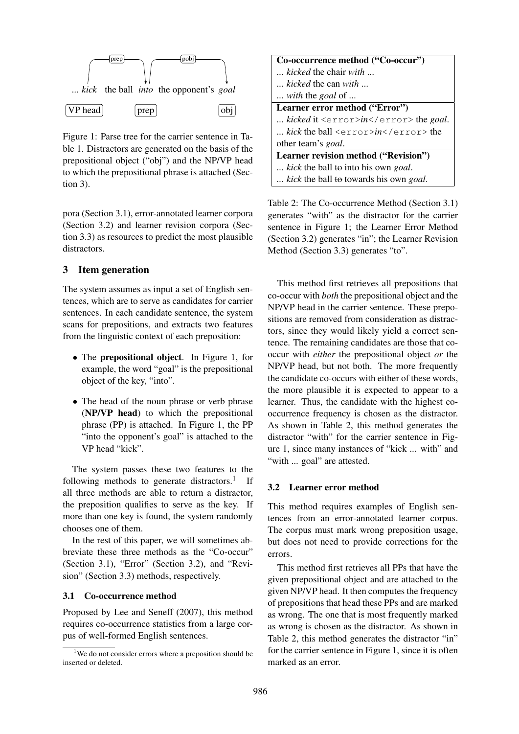... *kick* the ball *into* the opponent's *goal*

VP head — prep — obj

Figure 1: Parse tree for the carrier sentence in Table 1. Distractors are generated on the basis of the prepositional object ("obj") and the NP/VP head to which the prepositional phrase is attached (Section 3).

pora (Section 3.1), error-annotated learner corpora (Section 3.2) and learner revision corpora (Section 3.3) as resources to predict the most plausible distractors.

## 3 Item generation

The system assumes as input a set of English sentences, which are to serve as candidates for carrier sentences. In each candidate sentence, the system scans for prepositions, and extracts two features from the linguistic context of each preposition:

- The **prepositional object**. In Figure 1, for example, the word "goal" is the prepositional object of the key, "into".
- The head of the noun phrase or verb phrase (**NP/VP head**) to which the prepositional phrase (PP) is attached. In Figure 1, the PP "into the opponent's goal" is attached to the VP head "kick".

The system passes these two features to the following methods to generate distractors.[1] If all three methods are able to return a distractor, the preposition qualifies to serve as the key. If more than one key is found, the system randomly chooses one of them.

In the rest of this paper, we will sometimes abbreviate these three methods as the "Co-occur" (Section 3.1), "Error" (Section 3.2), and "Revision" (Section 3.3) methods, respectively.

### 3.1 Co-occurrence method

Proposed by Lee and Seneff (2007), this method requires co-occurrence statistics from a large corpus of well-formed English sentences.

[1] We do not consider errors where a preposition should be inserted or deleted.

| **Co-occurrence method ("Co-occur")** |
|---|
| ... *kicked* the chair *with* ... |
| ... *kicked* the can *with* ... |
| ... *with* the *goal* of ... |
| **Learner error method ("Error")** |
| ... *kicked* it `<error>`*in*`</error>` the *goal*. |
| ... *kick* the ball `<error>`*in*`</error>` the other team's *goal*. |
| **Learner revision method ("Revision")** |
| ... *kick* the ball ~~to~~ into his own *goal*. |
| ... *kick* the ball ~~to~~ towards his own *goal*. |

Table 2: The Co-occurrence Method (Section 3.1) generates "with" as the distractor for the carrier sentence in Figure 1; the Learner Error Method (Section 3.2) generates "in"; the Learner Revision Method (Section 3.3) generates "to".

This method first retrieves all prepositions that co-occur with *both* the prepositional object and the NP/VP head in the carrier sentence. These prepositions are removed from consideration as distractors, since they would likely yield a correct sentence. The remaining candidates are those that co-occur with *either* the prepositional object *or* the NP/VP head, but not both. The more frequently the candidate co-occurs with either of these words, the more plausible it is expected to appear to a learner. Thus, the candidate with the highest co-occurrence frequency is chosen as the distractor. As shown in Table 2, this method generates the distractor "with" for the carrier sentence in Figure 1, since many instances of "kick ... with" and "with ... goal" are attested.

### 3.2 Learner error method

This method requires examples of English sentences from an error-annotated learner corpus. The corpus must mark wrong preposition usage, but does not need to provide corrections for the errors.

This method first retrieves all PPs that have the given prepositional object and are attached to the given NP/VP head. It then computes the frequency of prepositions that head these PPs and are marked as wrong. The one that is most frequently marked as wrong is chosen as the distractor. As shown in Table 2, this method generates the distractor "in" for the carrier sentence in Figure 1, since it is often marked as an error.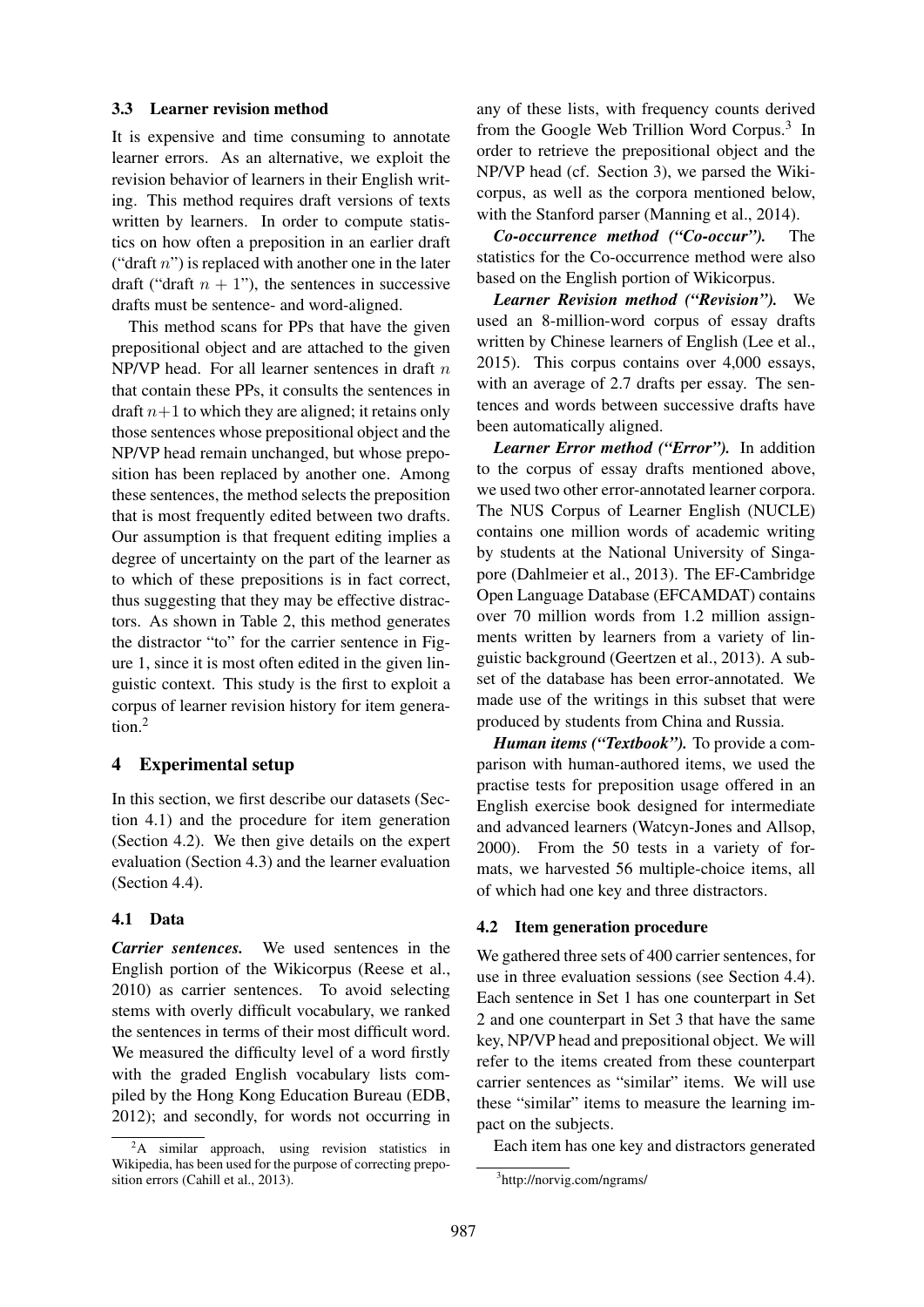### 3.3 Learner revision method

It is expensive and time consuming to annotate learner errors. As an alternative, we exploit the revision behavior of learners in their English writing. This method requires draft versions of texts written by learners. In order to compute statistics on how often a preposition in an earlier draft ("draft $n$") is replaced with another one in the later draft ("draft $n+1$"), the sentences in successive drafts must be sentence- and word-aligned.

This method scans for PPs that have the given prepositional object and are attached to the given NP/VP head. For all learner sentences in draft $n$ that contain these PPs, it consults the sentences in draft $n+1$ to which they are aligned; it retains only those sentences whose prepositional object and the NP/VP head remain unchanged, but whose preposition has been replaced by another one. Among these sentences, the method selects the preposition that is most frequently edited between two drafts. Our assumption is that frequent editing implies a degree of uncertainty on the part of the learner as to which of these prepositions is in fact correct, thus suggesting that they may be effective distractors. As shown in Table 2, this method generates the distractor "to" for the carrier sentence in Figure 1, since it is most often edited in the given linguistic context. This study is the first to exploit a corpus of learner revision history for item generation.[2]

## 4 Experimental setup

In this section, we first describe our datasets (Section 4.1) and the procedure for item generation (Section 4.2). We then give details on the expert evaluation (Section 4.3) and the learner evaluation (Section 4.4).

### 4.1 Data

***Carrier sentences.*** We used sentences in the English portion of the Wikicorpus (Reese et al., 2010) as carrier sentences. To avoid selecting stems with overly difficult vocabulary, we ranked the sentences in terms of their most difficult word. We measured the difficulty level of a word firstly with the graded English vocabulary lists compiled by the Hong Kong Education Bureau (EDB, 2012); and secondly, for words not occurring in any of these lists, with frequency counts derived from the Google Web Trillion Word Corpus.[3] In order to retrieve the prepositional object and the NP/VP head (cf. Section 3), we parsed the Wikicorpus, as well as the corpora mentioned below, with the Stanford parser (Manning et al., 2014).

***Co-occurrence method ("Co-occur").*** The statistics for the Co-occurrence method were also based on the English portion of Wikicorpus.

***Learner Revision method ("Revision").*** We used an 8-million-word corpus of essay drafts written by Chinese learners of English (Lee et al., 2015). This corpus contains over 4,000 essays, with an average of 2.7 drafts per essay. The sentences and words between successive drafts have been automatically aligned.

***Learner Error method ("Error").*** In addition to the corpus of essay drafts mentioned above, we used two other error-annotated learner corpora. The NUS Corpus of Learner English (NUCLE) contains one million words of academic writing by students at the National University of Singapore (Dahlmeier et al., 2013). The EF-Cambridge Open Language Database (EFCAMDAT) contains over 70 million words from 1.2 million assignments written by learners from a variety of linguistic background (Geertzen et al., 2013). A subset of the database has been error-annotated. We made use of the writings in this subset that were produced by students from China and Russia.

***Human items ("Textbook").*** To provide a comparison with human-authored items, we used the practise tests for preposition usage offered in an English exercise book designed for intermediate and advanced learners (Watcyn-Jones and Allsop, 2000). From the 50 tests in a variety of formats, we harvested 56 multiple-choice items, all of which had one key and three distractors.

### 4.2 Item generation procedure

We gathered three sets of 400 carrier sentences, for use in three evaluation sessions (see Section 4.4). Each sentence in Set 1 has one counterpart in Set 2 and one counterpart in Set 3 that have the same key, NP/VP head and prepositional object. We will refer to the items created from these counterpart carrier sentences as "similar" items. We will use these "similar" items to measure the learning impact on the subjects.

Each item has one key and distractors generated

[2] A similar approach, using revision statistics in Wikipedia, has been used for the purpose of correcting preposition errors (Cahill et al., 2013).

[3] http://norvig.com/ngrams/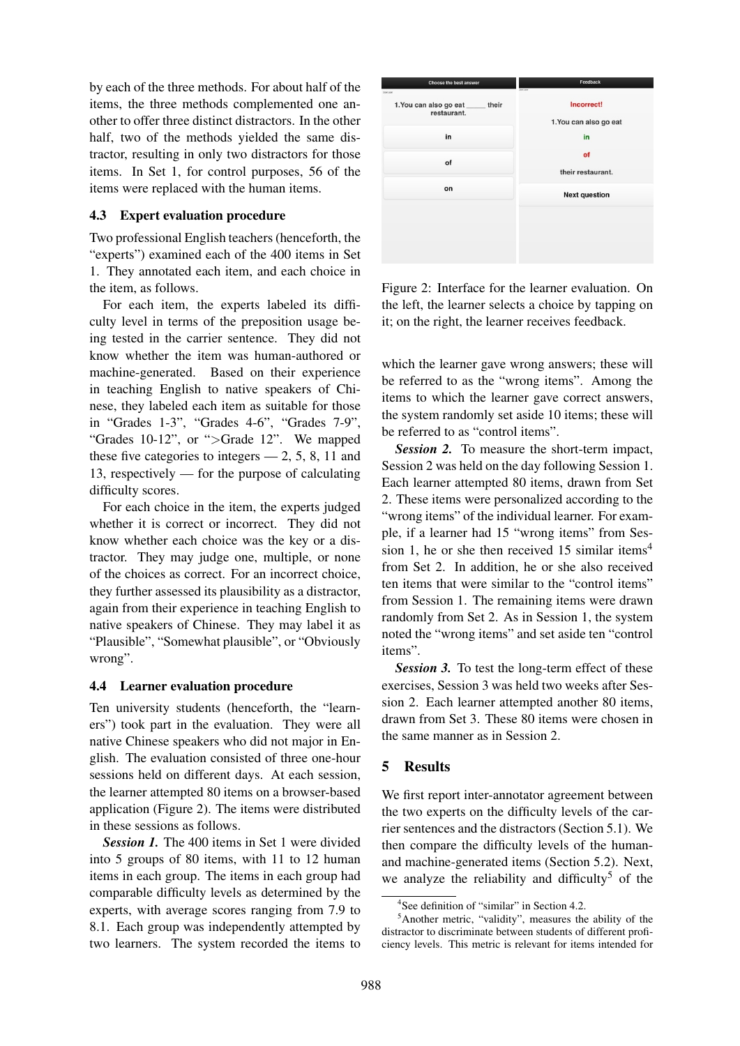by each of the three methods. For about half of the items, the three methods complemented one another to offer three distinct distractors. In the other half, two of the methods yielded the same distractor, resulting in only two distractors for those items. In Set 1, for control purposes, 56 of the items were replaced with the human items.

### 4.3 Expert evaluation procedure

Two professional English teachers (henceforth, the "experts") examined each of the 400 items in Set 1. They annotated each item, and each choice in the item, as follows.

For each item, the experts labeled its difficulty level in terms of the preposition usage being tested in the carrier sentence. They did not know whether the item was human-authored or machine-generated. Based on their experience in teaching English to native speakers of Chinese, they labeled each item as suitable for those in "Grades 1-3", "Grades 4-6", "Grades 7-9", "Grades 10-12", or ">Grade 12". We mapped these five categories to integers — 2, 5, 8, 11 and 13, respectively — for the purpose of calculating difficulty scores.

For each choice in the item, the experts judged whether it is correct or incorrect. They did not know whether each choice was the key or a distractor. They may judge one, multiple, or none of the choices as correct. For an incorrect choice, they further assessed its plausibility as a distractor, again from their experience in teaching English to native speakers of Chinese. They may label it as "Plausible", "Somewhat plausible", or "Obviously wrong".

### 4.4 Learner evaluation procedure

Ten university students (henceforth, the "learners") took part in the evaluation. They were all native Chinese speakers who did not major in English. The evaluation consisted of three one-hour sessions held on different days. At each session, the learner attempted 80 items on a browser-based application (Figure 2). The items were distributed in these sessions as follows.

***Session 1.*** The 400 items in Set 1 were divided into 5 groups of 80 items, with 11 to 12 human items in each group. The items in each group had comparable difficulty levels as determined by the experts, with average scores ranging from 7.9 to 8.1. Each group was independently attempted by two learners. The system recorded the items to which the learner gave wrong answers; these will be referred to as the "wrong items". Among the items to which the learner gave correct answers, the system randomly set aside 10 items; these will be referred to as "control items".

Figure 2: Interface for the learner evaluation. On the left, the learner selects a choice by tapping on it; on the right, the learner receives feedback.

***Session 2.*** To measure the short-term impact, Session 2 was held on the day following Session 1. Each learner attempted 80 items, drawn from Set 2. These items were personalized according to the "wrong items" of the individual learner. For example, if a learner had 15 "wrong items" from Session 1, he or she then received 15 similar items[4] from Set 2. In addition, he or she also received ten items that were similar to the "control items" from Session 1. The remaining items were drawn randomly from Set 2. As in Session 1, the system noted the "wrong items" and set aside ten "control items".

***Session 3.*** To test the long-term effect of these exercises, Session 3 was held two weeks after Session 2. Each learner attempted another 80 items, drawn from Set 3. These 80 items were chosen in the same manner as in Session 2.

## 5 Results

We first report inter-annotator agreement between the two experts on the difficulty levels of the carrier sentences and the distractors (Section 5.1). We then compare the difficulty levels of the human- and machine-generated items (Section 5.2). Next, we analyze the reliability and difficulty[5] of the

[4] See definition of "similar" in Section 4.2.

[5] Another metric, "validity", measures the ability of the distractor to discriminate between students of different proficiency levels. This metric is relevant for items intended for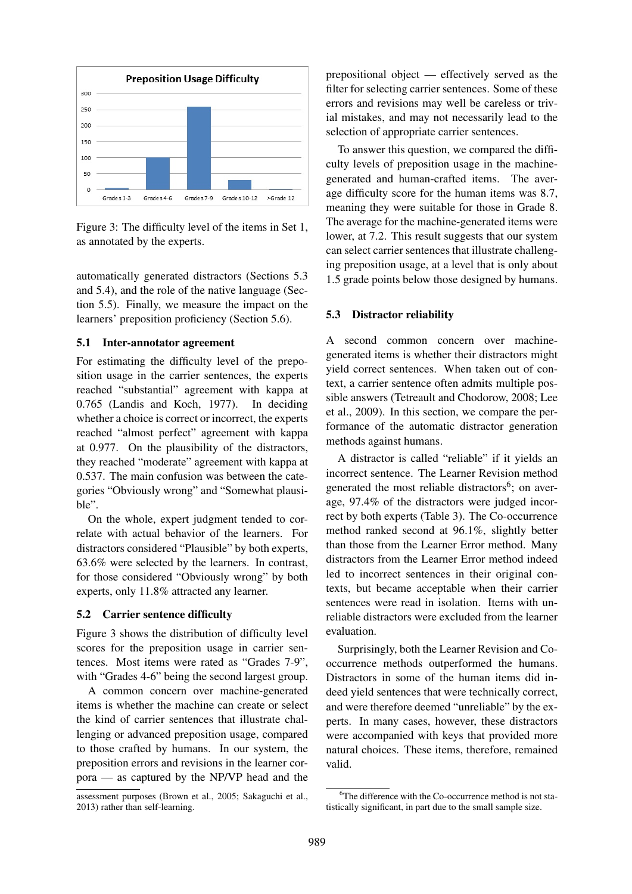Figure 3: The difficulty level of the items in Set 1, as annotated by the experts.

automatically generated distractors (Sections 5.3 and 5.4), and the role of the native language (Section 5.5). Finally, we measure the impact on the learners' preposition proficiency (Section 5.6).

### 5.1 Inter-annotator agreement

For estimating the difficulty level of the preposition usage in the carrier sentences, the experts reached "substantial" agreement with kappa at 0.765 (Landis and Koch, 1977). In deciding whether a choice is correct or incorrect, the experts reached "almost perfect" agreement with kappa at 0.977. On the plausibility of the distractors, they reached "moderate" agreement with kappa at 0.537. The main confusion was between the categories "Obviously wrong" and "Somewhat plausible".

On the whole, expert judgment tended to correlate with actual behavior of the learners. For distractors considered "Plausible" by both experts, 63.6% were selected by the learners. In contrast, for those considered "Obviously wrong" by both experts, only 11.8% attracted any learner.

### 5.2 Carrier sentence difficulty

Figure 3 shows the distribution of difficulty level scores for the preposition usage in carrier sentences. Most items were rated as "Grades 7-9", with "Grades 4-6" being the second largest group.

A common concern over machine-generated items is whether the machine can create or select the kind of carrier sentences that illustrate challenging or advanced preposition usage, compared to those crafted by humans. In our system, the preposition errors and revisions in the learner corpora — as captured by the NP/VP head and the prepositional object — effectively served as the filter for selecting carrier sentences. Some of these errors and revisions may well be careless or trivial mistakes, and may not necessarily lead to the selection of appropriate carrier sentences.

To answer this question, we compared the difficulty levels of preposition usage in the machine-generated and human-crafted items. The average difficulty score for the human items was 8.7, meaning they were suitable for those in Grade 8. The average for the machine-generated items were lower, at 7.2. This result suggests that our system can select carrier sentences that illustrate challenging preposition usage, at a level that is only about 1.5 grade points below those designed by humans.

### 5.3 Distractor reliability

A second common concern over machine-generated items is whether their distractors might yield correct sentences. When taken out of context, a carrier sentence often admits multiple possible answers (Tetreault and Chodorow, 2008; Lee et al., 2009). In this section, we compare the performance of the automatic distractor generation methods against humans.

A distractor is called "reliable" if it yields an incorrect sentence. The Learner Revision method generated the most reliable distractors[6]; on average, 97.4% of the distractors were judged incorrect by both experts (Table 3). The Co-occurrence method ranked second at 96.1%, slightly better than those from the Learner Error method. Many distractors from the Learner Error method indeed led to incorrect sentences in their original contexts, but became acceptable when their carrier sentences were read in isolation. Items with unreliable distractors were excluded from the learner evaluation.

Surprisingly, both the Learner Revision and Co-occurrence methods outperformed the humans. Distractors in some of the human items did indeed yield sentences that were technically correct, and were therefore deemed "unreliable" by the experts. In many cases, however, these distractors were accompanied with keys that provided more natural choices. These items, therefore, remained valid.

assessment purposes (Brown et al., 2005; Sakaguchi et al., 2013) rather than self-learning.

[6]The difference with the Co-occurrence method is not statistically significant, in part due to the small sample size.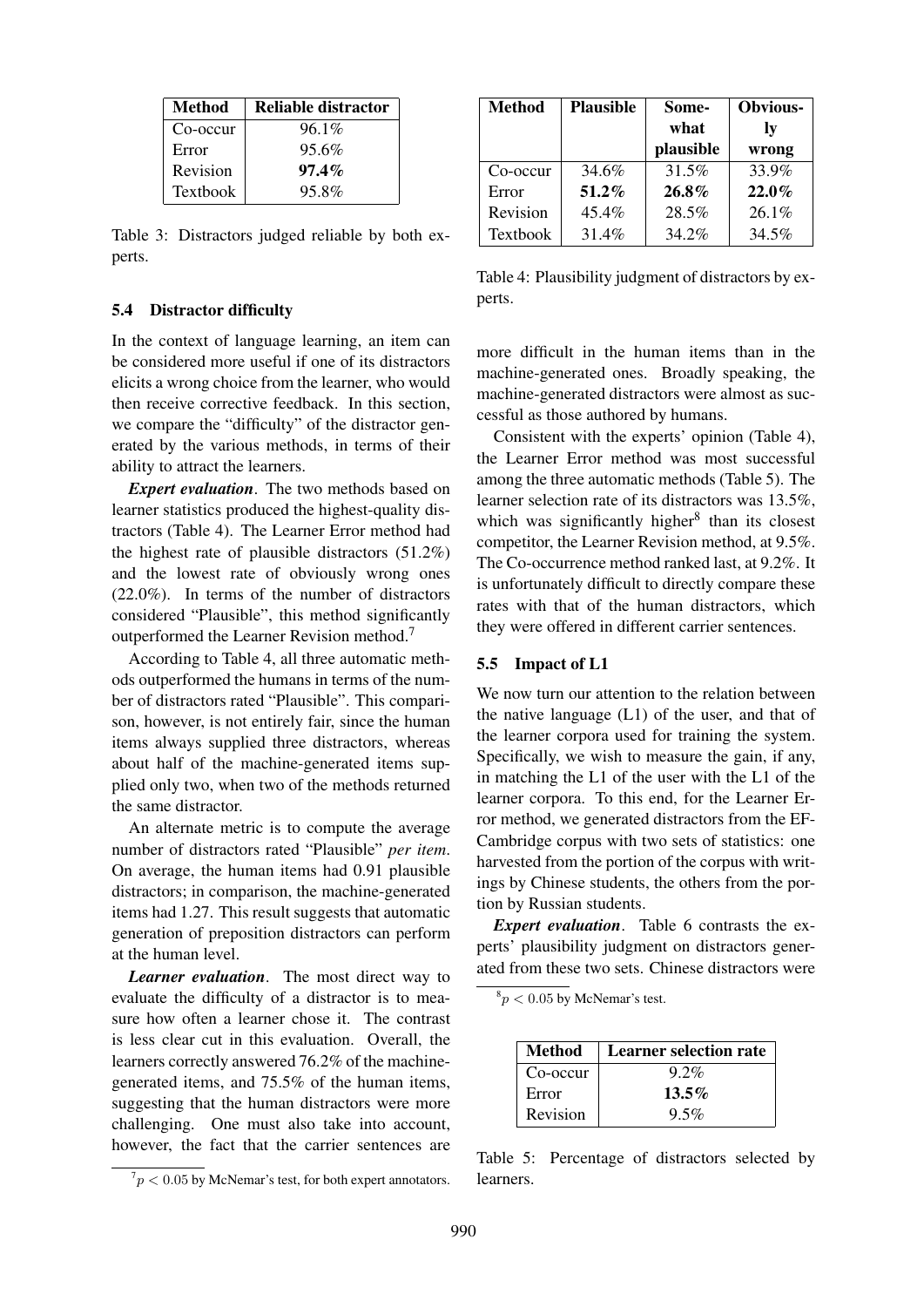| Method | Reliable distractor |
|---|---|
| Co-occur | 96.1% |
| Error | 95.6% |
| Revision | **97.4%** |
| Textbook | 95.8% |

Table 3: Distractors judged reliable by both experts.

### 5.4 Distractor difficulty

In the context of language learning, an item can be considered more useful if one of its distractors elicits a wrong choice from the learner, who would then receive corrective feedback. In this section, we compare the "difficulty" of the distractor generated by the various methods, in terms of their ability to attract the learners.

***Expert evaluation***. The two methods based on learner statistics produced the highest-quality distractors (Table 4). The Learner Error method had the highest rate of plausible distractors (51.2%) and the lowest rate of obviously wrong ones (22.0%). In terms of the number of distractors considered "Plausible", this method significantly outperformed the Learner Revision method.[7]

According to Table 4, all three automatic methods outperformed the humans in terms of the number of distractors rated "Plausible". This comparison, however, is not entirely fair, since the human items always supplied three distractors, whereas about half of the machine-generated items supplied only two, when two of the methods returned the same distractor.

An alternate metric is to compute the average number of distractors rated "Plausible" *per item*. On average, the human items had 0.91 plausible distractors; in comparison, the machine-generated items had 1.27. This result suggests that automatic generation of preposition distractors can perform at the human level.

***Learner evaluation***. The most direct way to evaluate the difficulty of a distractor is to measure how often a learner chose it. The contrast is less clear cut in this evaluation. Overall, the learners correctly answered 76.2% of the machine-generated items, and 75.5% of the human items, suggesting that the human distractors were more challenging. One must also take into account, however, the fact that the carrier sentences are more difficult in the human items than in the machine-generated ones. Broadly speaking, the machine-generated distractors were almost as successful as those authored by humans.

[7] $p < 0.05$ by McNemar's test, for both expert annotators.

| Method | Plausible | Somewhat plausible | Obviously wrong |
|---|---|---|---|
| Co-occur | 34.6% | 31.5% | 33.9% |
| Error | **51.2%** | **26.8%** | **22.0%** |
| Revision | 45.4% | 28.5% | 26.1% |
| Textbook | 31.4% | 34.2% | 34.5% |

Table 4: Plausibility judgment of distractors by experts.

Consistent with the experts' opinion (Table 4), the Learner Error method was most successful among the three automatic methods (Table 5). The learner selection rate of its distractors was 13.5%, which was significantly higher[8] than its closest competitor, the Learner Revision method, at 9.5%. The Co-occurrence method ranked last, at 9.2%. It is unfortunately difficult to directly compare these rates with that of the human distractors, which they were offered in different carrier sentences.

### 5.5 Impact of L1

We now turn our attention to the relation between the native language (L1) of the user, and that of the learner corpora used for training the system. Specifically, we wish to measure the gain, if any, in matching the L1 of the user with the L1 of the learner corpora. To this end, for the Learner Error method, we generated distractors from the EF-Cambridge corpus with two sets of statistics: one harvested from the portion of the corpus with writings by Chinese students, the others from the portion by Russian students.

***Expert evaluation***. Table 6 contrasts the experts' plausibility judgment on distractors generated from these two sets. Chinese distractors were

[8] $p < 0.05$ by McNemar's test.

| Method | Learner selection rate |
|---|---|
| Co-occur | 9.2% |
| Error | **13.5%** |
| Revision | 9.5% |

Table 5: Percentage of distractors selected by learners.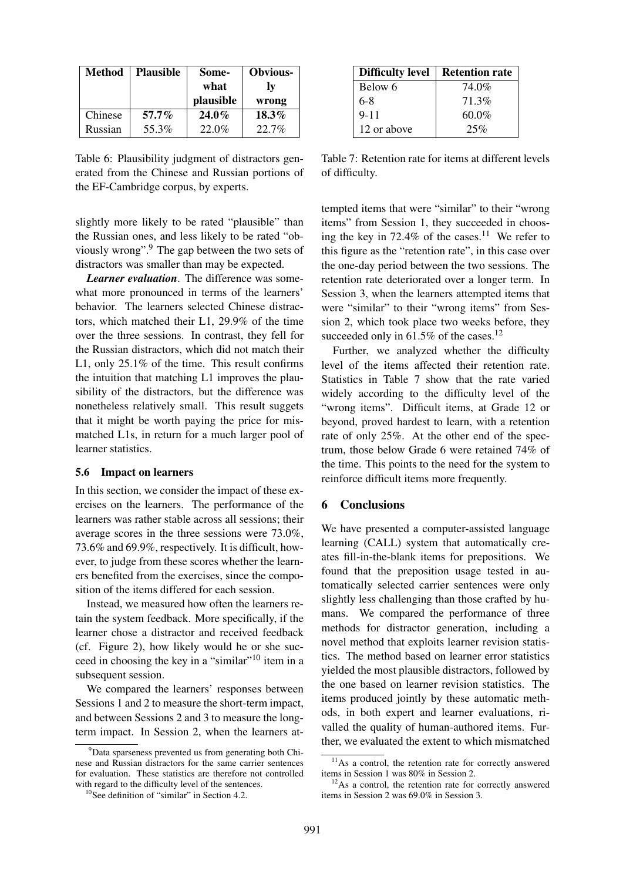| Method | Plausible | Somewhat plausible | Obviously wrong |
| --- | --- | --- | --- |
| Chinese | **57.7%** | **24.0%** | **18.3%** |
| Russian | 55.3% | 22.0% | 22.7% |

Table 6: Plausibility judgment of distractors generated from the Chinese and Russian portions of the EF-Cambridge corpus, by experts.

slightly more likely to be rated "plausible" than the Russian ones, and less likely to be rated "obviously wrong".[9] The gap between the two sets of distractors was smaller than may be expected.

***Learner evaluation***. The difference was somewhat more pronounced in terms of the learners' behavior. The learners selected Chinese distractors, which matched their L1, 29.9% of the time over the three sessions. In contrast, they fell for the Russian distractors, which did not match their L1, only 25.1% of the time. This result confirms the intuition that matching L1 improves the plausibility of the distractors, but the difference was nonetheless relatively small. This result suggests that it might be worth paying the price for mismatched L1s, in return for a much larger pool of learner statistics.

### 5.6 Impact on learners

In this section, we consider the impact of these exercises on the learners. The performance of the learners was rather stable across all sessions; their average scores in the three sessions were 73.0%, 73.6% and 69.9%, respectively. It is difficult, however, to judge from these scores whether the learners benefited from the exercises, since the composition of the items differed for each session.

Instead, we measured how often the learners retain the system feedback. More specifically, if the learner chose a distractor and received feedback (cf. Figure 2), how likely would he or she succeed in choosing the key in a "similar"[10] item in a subsequent session.

We compared the learners' responses between Sessions 1 and 2 to measure the short-term impact, and between Sessions 2 and 3 to measure the long-term impact. In Session 2, when the learners attempted items that were "similar" to their "wrong items" from Session 1, they succeeded in choosing the key in 72.4% of the cases.[11] We refer to this figure as the "retention rate", in this case over the one-day period between the two sessions. The retention rate deteriorated over a longer term. In Session 3, when the learners attempted items that were "similar" to their "wrong items" from Session 2, which took place two weeks before, they succeeded only in 61.5% of the cases.[12]

| Difficulty level | Retention rate |
| --- | --- |
| Below 6 | 74.0% |
| 6-8 | 71.3% |
| 9-11 | 60.0% |
| 12 or above | 25% |

Table 7: Retention rate for items at different levels of difficulty.

Further, we analyzed whether the difficulty level of the items affected their retention rate. Statistics in Table 7 show that the rate varied widely according to the difficulty level of the "wrong items". Difficult items, at Grade 12 or beyond, proved hardest to learn, with a retention rate of only 25%. At the other end of the spectrum, those below Grade 6 were retained 74% of the time. This points to the need for the system to reinforce difficult items more frequently.

## 6 Conclusions

We have presented a computer-assisted language learning (CALL) system that automatically creates fill-in-the-blank items for prepositions. We found that the preposition usage tested in automatically selected carrier sentences were only slightly less challenging than those crafted by humans. We compared the performance of three methods for distractor generation, including a novel method that exploits learner revision statistics. The method based on learner error statistics yielded the most plausible distractors, followed by the one based on learner revision statistics. The items produced jointly by these automatic methods, in both expert and learner evaluations, rivalled the quality of human-authored items. Further, we evaluated the extent to which mismatched

[9] Data sparseness prevented us from generating both Chinese and Russian distractors for the same carrier sentences for evaluation. These statistics are therefore not controlled with regard to the difficulty level of the sentences.

[10] See definition of "similar" in Section 4.2.

[11] As a control, the retention rate for correctly answered items in Session 1 was 80% in Session 2.

[12] As a control, the retention rate for correctly answered items in Session 2 was 69.0% in Session 3.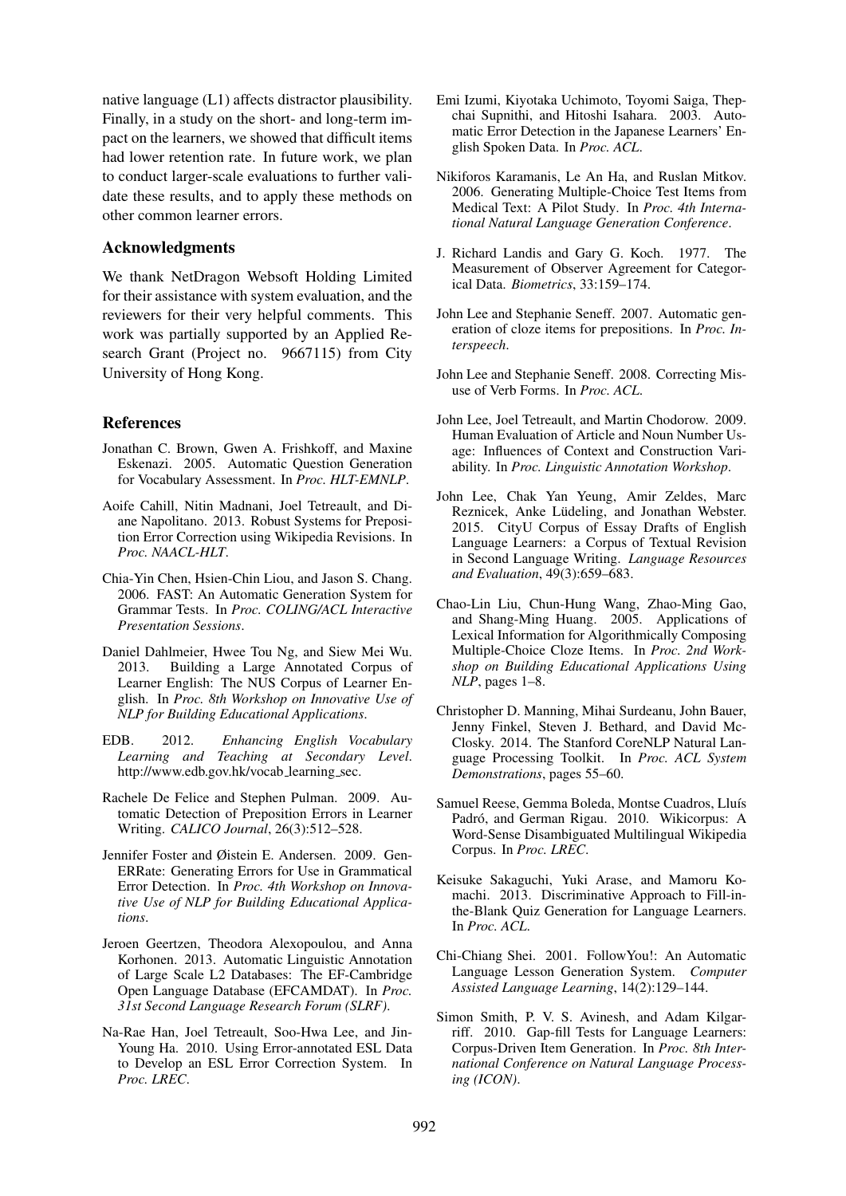native language (L1) affects distractor plausibility. Finally, in a study on the short- and long-term impact on the learners, we showed that difficult items had lower retention rate. In future work, we plan to conduct larger-scale evaluations to further validate these results, and to apply these methods on other common learner errors.

## Acknowledgments

We thank NetDragon Websoft Holding Limited for their assistance with system evaluation, and the reviewers for their very helpful comments. This work was partially supported by an Applied Research Grant (Project no. 9667115) from City University of Hong Kong.

## References

Jonathan C. Brown, Gwen A. Frishkoff, and Maxine Eskenazi. 2005. Automatic Question Generation for Vocabulary Assessment. In *Proc. HLT-EMNLP*.

Aoife Cahill, Nitin Madnani, Joel Tetreault, and Diane Napolitano. 2013. Robust Systems for Preposition Error Correction using Wikipedia Revisions. In *Proc. NAACL-HLT*.

Chia-Yin Chen, Hsien-Chin Liou, and Jason S. Chang. 2006. FAST: An Automatic Generation System for Grammar Tests. In *Proc. COLING/ACL Interactive Presentation Sessions*.

Daniel Dahlmeier, Hwee Tou Ng, and Siew Mei Wu. 2013. Building a Large Annotated Corpus of Learner English: The NUS Corpus of Learner English. In *Proc. 8th Workshop on Innovative Use of NLP for Building Educational Applications*.

EDB. 2012. *Enhancing English Vocabulary Learning and Teaching at Secondary Level*. http://www.edb.gov.hk/vocab_learning_sec.

Rachele De Felice and Stephen Pulman. 2009. Automatic Detection of Preposition Errors in Learner Writing. *CALICO Journal*, 26(3):512–528.

Jennifer Foster and Øistein E. Andersen. 2009. GenERRate: Generating Errors for Use in Grammatical Error Detection. In *Proc. 4th Workshop on Innovative Use of NLP for Building Educational Applications*.

Jeroen Geertzen, Theodora Alexopoulou, and Anna Korhonen. 2013. Automatic Linguistic Annotation of Large Scale L2 Databases: The EF-Cambridge Open Language Database (EFCAMDAT). In *Proc. 31st Second Language Research Forum (SLRF)*.

Na-Rae Han, Joel Tetreault, Soo-Hwa Lee, and Jin-Young Ha. 2010. Using Error-annotated ESL Data to Develop an ESL Error Correction System. In *Proc. LREC*.

Emi Izumi, Kiyotaka Uchimoto, Toyomi Saiga, Thepchai Supnithi, and Hitoshi Isahara. 2003. Automatic Error Detection in the Japanese Learners' English Spoken Data. In *Proc. ACL*.

Nikiforos Karamanis, Le An Ha, and Ruslan Mitkov. 2006. Generating Multiple-Choice Test Items from Medical Text: A Pilot Study. In *Proc. 4th International Natural Language Generation Conference*.

J. Richard Landis and Gary G. Koch. 1977. The Measurement of Observer Agreement for Categorical Data. *Biometrics*, 33:159–174.

John Lee and Stephanie Seneff. 2007. Automatic generation of cloze items for prepositions. In *Proc. Interspeech*.

John Lee and Stephanie Seneff. 2008. Correcting Misuse of Verb Forms. In *Proc. ACL*.

John Lee, Joel Tetreault, and Martin Chodorow. 2009. Human Evaluation of Article and Noun Number Usage: Influences of Context and Construction Variability. In *Proc. Linguistic Annotation Workshop*.

John Lee, Chak Yan Yeung, Amir Zeldes, Marc Reznicek, Anke Lüdeling, and Jonathan Webster. 2015. CityU Corpus of Essay Drafts of English Language Learners: a Corpus of Textual Revision in Second Language Writing. *Language Resources and Evaluation*, 49(3):659–683.

Chao-Lin Liu, Chun-Hung Wang, Zhao-Ming Gao, and Shang-Ming Huang. 2005. Applications of Lexical Information for Algorithmically Composing Multiple-Choice Cloze Items. In *Proc. 2nd Workshop on Building Educational Applications Using NLP*, pages 1–8.

Christopher D. Manning, Mihai Surdeanu, John Bauer, Jenny Finkel, Steven J. Bethard, and David McClosky. 2014. The Stanford CoreNLP Natural Language Processing Toolkit. In *Proc. ACL System Demonstrations*, pages 55–60.

Samuel Reese, Gemma Boleda, Montse Cuadros, Lluís Padró, and German Rigau. 2010. Wikicorpus: A Word-Sense Disambiguated Multilingual Wikipedia Corpus. In *Proc. LREC*.

Keisuke Sakaguchi, Yuki Arase, and Mamoru Komachi. 2013. Discriminative Approach to Fill-in-the-Blank Quiz Generation for Language Learners. In *Proc. ACL*.

Chi-Chiang Shei. 2001. FollowYou!: An Automatic Language Lesson Generation System. *Computer Assisted Language Learning*, 14(2):129–144.

Simon Smith, P. V. S. Avinesh, and Adam Kilgarriff. 2010. Gap-fill Tests for Language Learners: Corpus-Driven Item Generation. In *Proc. 8th International Conference on Natural Language Processing (ICON)*.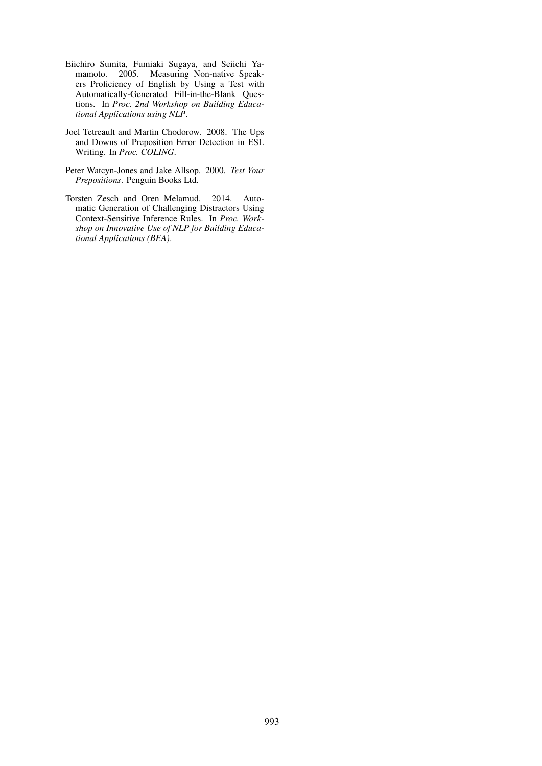Eiichiro Sumita, Fumiaki Sugaya, and Seiichi Yamamoto. 2005. Measuring Non-native Speakers Proficiency of English by Using a Test with Automatically-Generated Fill-in-the-Blank Questions. In *Proc. 2nd Workshop on Building Educational Applications using NLP*.

Joel Tetreault and Martin Chodorow. 2008. The Ups and Downs of Preposition Error Detection in ESL Writing. In *Proc. COLING*.

Peter Watcyn-Jones and Jake Allsop. 2000. *Test Your Prepositions*. Penguin Books Ltd.

Torsten Zesch and Oren Melamud. 2014. Automatic Generation of Challenging Distractors Using Context-Sensitive Inference Rules. In *Proc. Workshop on Innovative Use of NLP for Building Educational Applications (BEA)*.